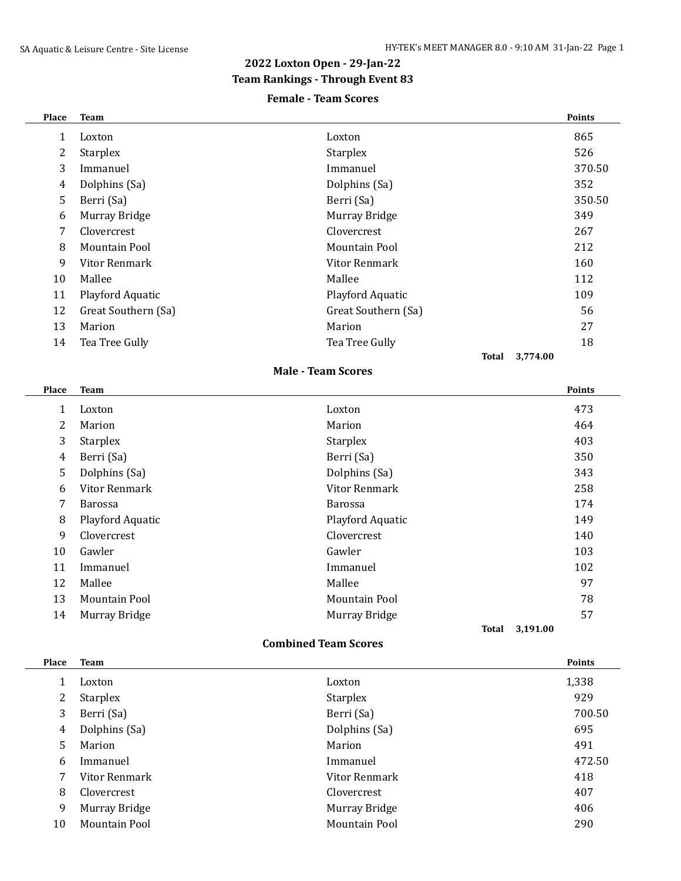# 2022 Loxton Open - 29-Jan-22

## Team Rankings - Through Event 83

### Female - Team Scores

| Place | Team | | Points |
|---|---|---|---|
| 1 | Loxton | Loxton | 865 |
| 2 | Starplex | Starplex | 526 |
| 3 | Immanuel | Immanuel | 370.50 |
| 4 | Dolphins (Sa) | Dolphins (Sa) | 352 |
| 5 | Berri (Sa) | Berri (Sa) | 350.50 |
| 6 | Murray Bridge | Murray Bridge | 349 |
| 7 | Clovercrest | Clovercrest | 267 |
| 8 | Mountain Pool | Mountain Pool | 212 |
| 9 | Vitor Renmark | Vitor Renmark | 160 |
| 10 | Mallee | Mallee | 112 |
| 11 | Playford Aquatic | Playford Aquatic | 109 |
| 12 | Great Southern (Sa) | Great Southern (Sa) | 56 |
| 13 | Marion | Marion | 27 |
| 14 | Tea Tree Gully | Tea Tree Gully | 18 |

**Total 3,774.00**

### Male - Team Scores

| Place | Team | | Points |
|---|---|---|---|
| 1 | Loxton | Loxton | 473 |
| 2 | Marion | Marion | 464 |
| 3 | Starplex | Starplex | 403 |
| 4 | Berri (Sa) | Berri (Sa) | 350 |
| 5 | Dolphins (Sa) | Dolphins (Sa) | 343 |
| 6 | Vitor Renmark | Vitor Renmark | 258 |
| 7 | Barossa | Barossa | 174 |
| 8 | Playford Aquatic | Playford Aquatic | 149 |
| 9 | Clovercrest | Clovercrest | 140 |
| 10 | Gawler | Gawler | 103 |
| 11 | Immanuel | Immanuel | 102 |
| 12 | Mallee | Mallee | 97 |
| 13 | Mountain Pool | Mountain Pool | 78 |
| 14 | Murray Bridge | Murray Bridge | 57 |

**Total 3,191.00**

### Combined Team Scores

| Place | Team | | Points |
|---|---|---|---|
| 1 | Loxton | Loxton | 1,338 |
| 2 | Starplex | Starplex | 929 |
| 3 | Berri (Sa) | Berri (Sa) | 700.50 |
| 4 | Dolphins (Sa) | Dolphins (Sa) | 695 |
| 5 | Marion | Marion | 491 |
| 6 | Immanuel | Immanuel | 472.50 |
| 7 | Vitor Renmark | Vitor Renmark | 418 |
| 8 | Clovercrest | Clovercrest | 407 |
| 9 | Murray Bridge | Murray Bridge | 406 |
| 10 | Mountain Pool | Mountain Pool | 290 |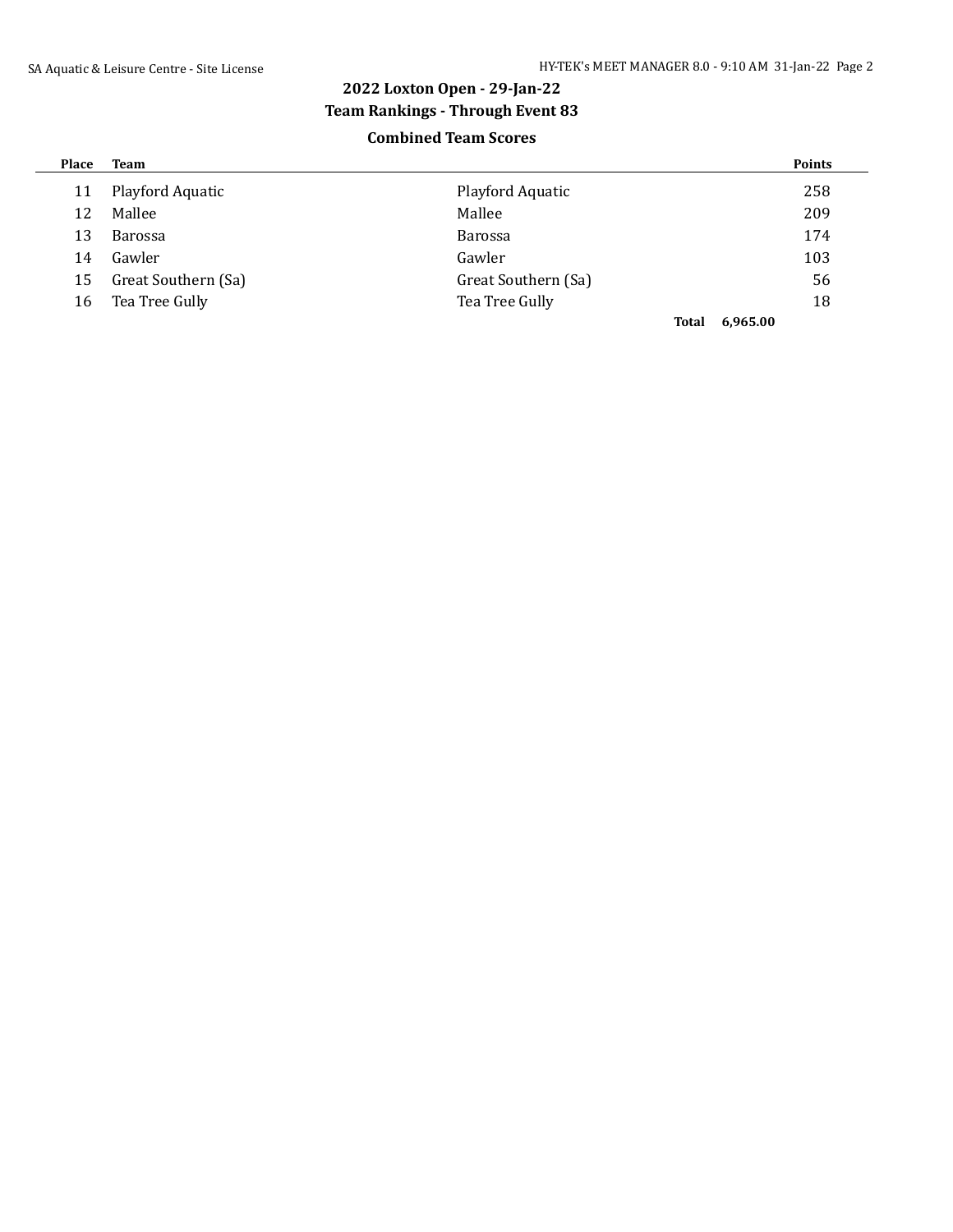## 2022 Loxton Open - 29-Jan-22

### Team Rankings - Through Event 83

#### Combined Team Scores

| Place | Team | | Points |
|---|---|---|---|
| 11 | Playford Aquatic | Playford Aquatic | 258 |
| 12 | Mallee | Mallee | 209 |
| 13 | Barossa | Barossa | 174 |
| 14 | Gawler | Gawler | 103 |
| 15 | Great Southern (Sa) | Great Southern (Sa) | 56 |
| 16 | Tea Tree Gully | Tea Tree Gully | 18 |
| | | **Total** | **6,965.00** |